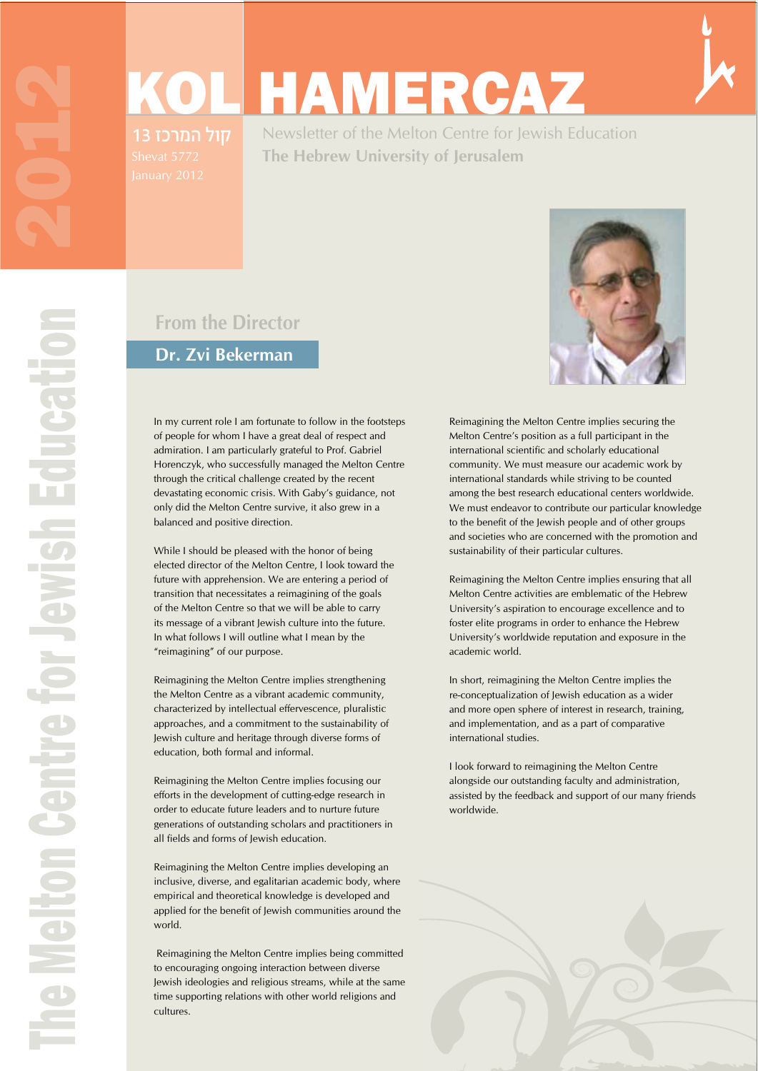# KOL HAMERCAZ

קול המרכז 13
Shevat 5772
January 2012

Newsletter of the Melton Centre for Jewish Education
The Hebrew University of Jerusalem

2012

The Melton Centre for Jewish Education

## From the Director

### Dr. Zvi Bekerman

In my current role I am fortunate to follow in the footsteps of people for whom I have a great deal of respect and admiration. I am particularly grateful to Prof. Gabriel Horenczyk, who successfully managed the Melton Centre through the critical challenge created by the recent devastating economic crisis. With Gaby's guidance, not only did the Melton Centre survive, it also grew in a balanced and positive direction.

While I should be pleased with the honor of being elected director of the Melton Centre, I look toward the future with apprehension. We are entering a period of transition that necessitates a reimagining of the goals of the Melton Centre so that we will be able to carry its message of a vibrant Jewish culture into the future. In what follows I will outline what I mean by the "reimagining" of our purpose.

Reimagining the Melton Centre implies strengthening the Melton Centre as a vibrant academic community, characterized by intellectual effervescence, pluralistic approaches, and a commitment to the sustainability of Jewish culture and heritage through diverse forms of education, both formal and informal.

Reimagining the Melton Centre implies focusing our efforts in the development of cutting-edge research in order to educate future leaders and to nurture future generations of outstanding scholars and practitioners in all fields and forms of Jewish education.

Reimagining the Melton Centre implies developing an inclusive, diverse, and egalitarian academic body, where empirical and theoretical knowledge is developed and applied for the benefit of Jewish communities around the world.

Reimagining the Melton Centre implies being committed to encouraging ongoing interaction between diverse Jewish ideologies and religious streams, while at the same time supporting relations with other world religions and cultures.

Reimagining the Melton Centre implies securing the Melton Centre's position as a full participant in the international scientific and scholarly educational community. We must measure our academic work by international standards while striving to be counted among the best research educational centers worldwide. We must endeavor to contribute our particular knowledge to the benefit of the Jewish people and of other groups and societies who are concerned with the promotion and sustainability of their particular cultures.

Reimagining the Melton Centre implies ensuring that all Melton Centre activities are emblematic of the Hebrew University's aspiration to encourage excellence and to foster elite programs in order to enhance the Hebrew University's worldwide reputation and exposure in the academic world.

In short, reimagining the Melton Centre implies the re-conceptualization of Jewish education as a wider and more open sphere of interest in research, training, and implementation, and as a part of comparative international studies.

I look forward to reimagining the Melton Centre alongside our outstanding faculty and administration, assisted by the feedback and support of our many friends worldwide.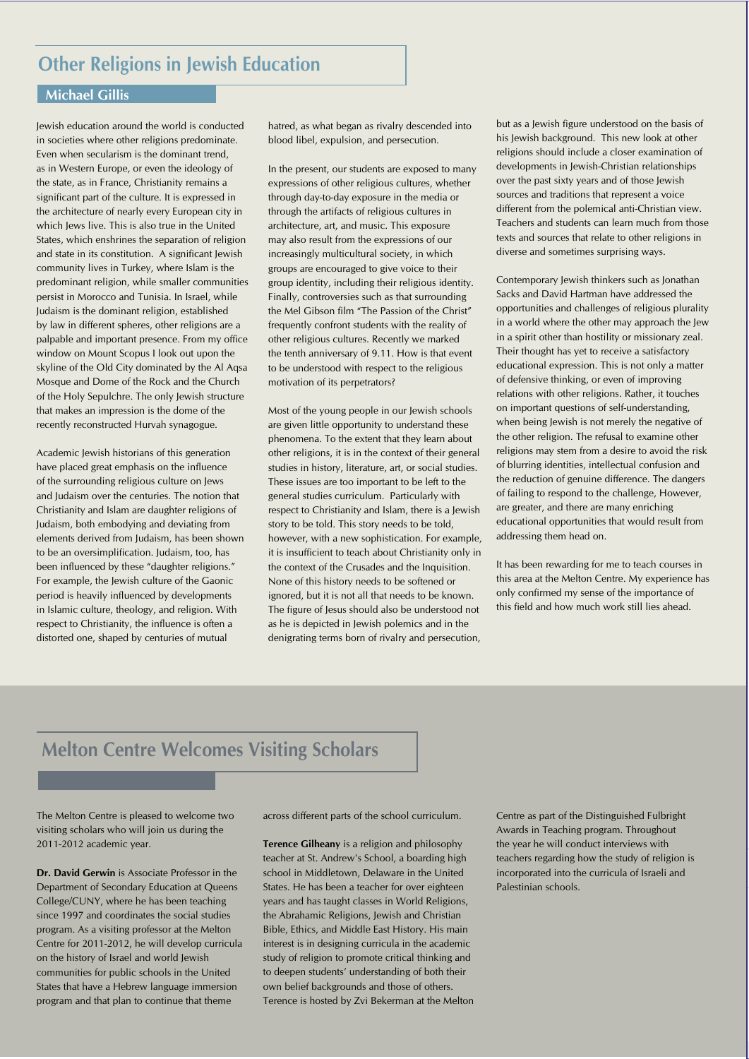## Other Religions in Jewish Education

**Michael Gillis**

Jewish education around the world is conducted in societies where other religions predominate. Even when secularism is the dominant trend, as in Western Europe, or even the ideology of the state, as in France, Christianity remains a significant part of the culture. It is expressed in the architecture of nearly every European city in which Jews live. This is also true in the United States, which enshrines the separation of religion and state in its constitution. A significant Jewish community lives in Turkey, where Islam is the predominant religion, while smaller communities persist in Morocco and Tunisia. In Israel, while Judaism is the dominant religion, established by law in different spheres, other religions are a palpable and important presence. From my office window on Mount Scopus I look out upon the skyline of the Old City dominated by the Al Aqsa Mosque and Dome of the Rock and the Church of the Holy Sepulchre. The only Jewish structure that makes an impression is the dome of the recently reconstructed Hurvah synagogue.

Academic Jewish historians of this generation have placed great emphasis on the influence of the surrounding religious culture on Jews and Judaism over the centuries. The notion that Christianity and Islam are daughter religions of Judaism, both embodying and deviating from elements derived from Judaism, has been shown to be an oversimplification. Judaism, too, has been influenced by these "daughter religions." For example, the Jewish culture of the Gaonic period is heavily influenced by developments in Islamic culture, theology, and religion. With respect to Christianity, the influence is often a distorted one, shaped by centuries of mutual hatred, as what began as rivalry descended into blood libel, expulsion, and persecution.

In the present, our students are exposed to many expressions of other religious cultures, whether through day-to-day exposure in the media or through the artifacts of religious cultures in architecture, art, and music. This exposure may also result from the expressions of our increasingly multicultural society, in which groups are encouraged to give voice to their group identity, including their religious identity. Finally, controversies such as that surrounding the Mel Gibson film "The Passion of the Christ" frequently confront students with the reality of other religious cultures. Recently we marked the tenth anniversary of 9.11. How is that event to be understood with respect to the religious motivation of its perpetrators?

Most of the young people in our Jewish schools are given little opportunity to understand these phenomena. To the extent that they learn about other religions, it is in the context of their general studies in history, literature, art, or social studies. These issues are too important to be left to the general studies curriculum. Particularly with respect to Christianity and Islam, there is a Jewish story to be told. This story needs to be told, however, with a new sophistication. For example, it is insufficient to teach about Christianity only in the context of the Crusades and the Inquisition. None of this history needs to be softened or ignored, but it is not all that needs to be known. The figure of Jesus should also be understood not as he is depicted in Jewish polemics and in the denigrating terms born of rivalry and persecution, but as a Jewish figure understood on the basis of his Jewish background. This new look at other religions should include a closer examination of developments in Jewish-Christian relationships over the past sixty years and of those Jewish sources and traditions that represent a voice different from the polemical anti-Christian view. Teachers and students can learn much from those texts and sources that relate to other religions in diverse and sometimes surprising ways.

Contemporary Jewish thinkers such as Jonathan Sacks and David Hartman have addressed the opportunities and challenges of religious plurality in a world where the other may approach the Jew in a spirit other than hostility or missionary zeal. Their thought has yet to receive a satisfactory educational expression. This is not only a matter of defensive thinking, or even of improving relations with other religions. Rather, it touches on important questions of self-understanding, when being Jewish is not merely the negative of the other religion. The refusal to examine other religions may stem from a desire to avoid the risk of blurring identities, intellectual confusion and the reduction of genuine difference. The dangers of failing to respond to the challenge, However, are greater, and there are many enriching educational opportunities that would result from addressing them head on.

It has been rewarding for me to teach courses in this area at the Melton Centre. My experience has only confirmed my sense of the importance of this field and how much work still lies ahead.

## Melton Centre Welcomes Visiting Scholars

The Melton Centre is pleased to welcome two visiting scholars who will join us during the 2011-2012 academic year.

**Dr. David Gerwin** is Associate Professor in the Department of Secondary Education at Queens College/CUNY, where he has been teaching since 1997 and coordinates the social studies program. As a visiting professor at the Melton Centre for 2011-2012, he will develop curricula on the history of Israel and world Jewish communities for public schools in the United States that have a Hebrew language immersion program and that plan to continue that theme across different parts of the school curriculum.

**Terence Gilheany** is a religion and philosophy teacher at St. Andrew's School, a boarding high school in Middletown, Delaware in the United States. He has been a teacher for over eighteen years and has taught classes in World Religions, the Abrahamic Religions, Jewish and Christian Bible, Ethics, and Middle East History. His main interest is in designing curricula in the academic study of religion to promote critical thinking and to deepen students' understanding of both their own belief backgrounds and those of others. Terence is hosted by Zvi Bekerman at the Melton Centre as part of the Distinguished Fulbright Awards in Teaching program. Throughout the year he will conduct interviews with teachers regarding how the study of religion is incorporated into the curricula of Israeli and Palestinian schools.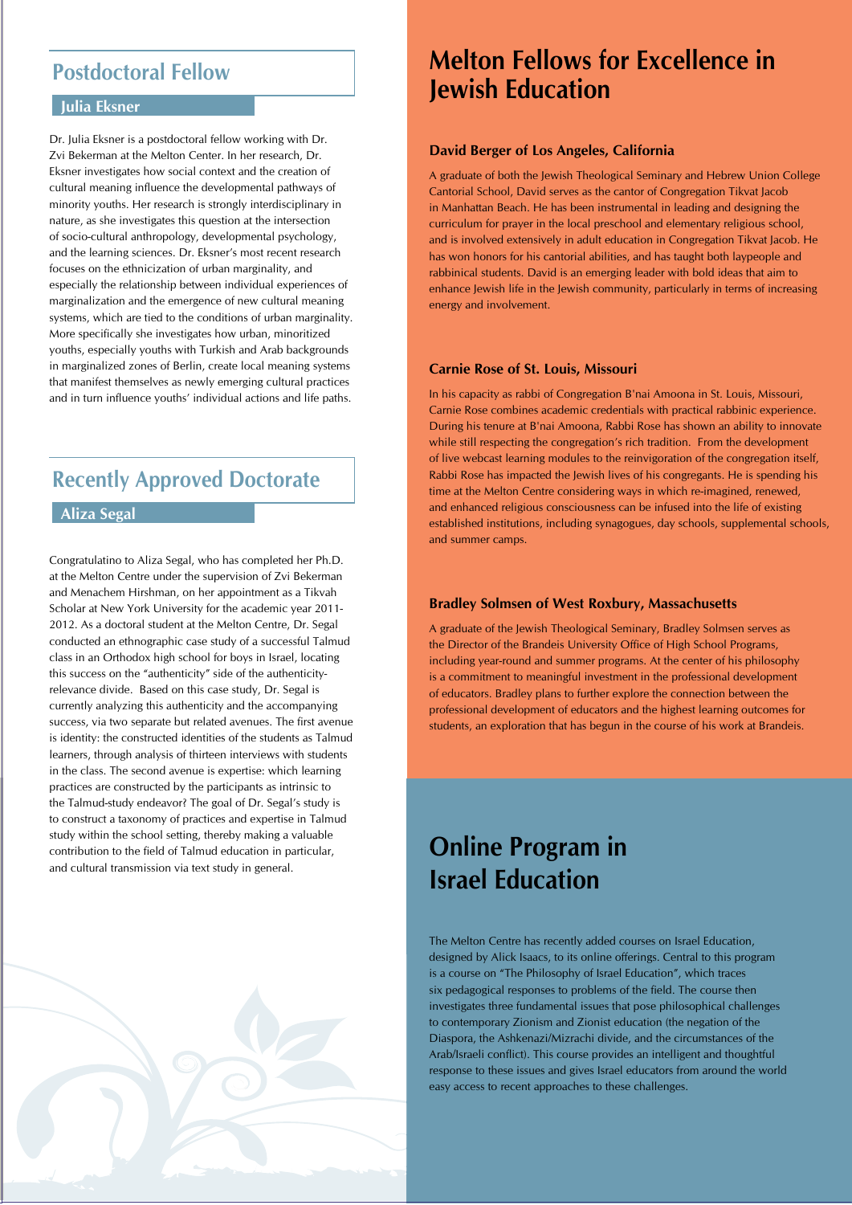## Postdoctoral Fellow

### Julia Eksner

Dr. Julia Eksner is a postdoctoral fellow working with Dr. Zvi Bekerman at the Melton Center. In her research, Dr. Eksner investigates how social context and the creation of cultural meaning influence the developmental pathways of minority youths. Her research is strongly interdisciplinary in nature, as she investigates this question at the intersection of socio-cultural anthropology, developmental psychology, and the learning sciences. Dr. Eksner's most recent research focuses on the ethnicization of urban marginality, and especially the relationship between individual experiences of marginalization and the emergence of new cultural meaning systems, which are tied to the conditions of urban marginality. More specifically she investigates how urban, minoritized youths, especially youths with Turkish and Arab backgrounds in marginalized zones of Berlin, create local meaning systems that manifest themselves as newly emerging cultural practices and in turn influence youths' individual actions and life paths.

## Recently Approved Doctorate

### Aliza Segal

Congratulatino to Aliza Segal, who has completed her Ph.D. at the Melton Centre under the supervision of Zvi Bekerman and Menachem Hirshman, on her appointment as a Tikvah Scholar at New York University for the academic year 2011-2012. As a doctoral student at the Melton Centre, Dr. Segal conducted an ethnographic case study of a successful Talmud class in an Orthodox high school for boys in Israel, locating this success on the "authenticity" side of the authenticity-relevance divide. Based on this case study, Dr. Segal is currently analyzing this authenticity and the accompanying success, via two separate but related avenues. The first avenue is identity: the constructed identities of the students as Talmud learners, through analysis of thirteen interviews with students in the class. The second avenue is expertise: which learning practices are constructed by the participants as intrinsic to the Talmud-study endeavor? The goal of Dr. Segal's study is to construct a taxonomy of practices and expertise in Talmud study within the school setting, thereby making a valuable contribution to the field of Talmud education in particular, and cultural transmission via text study in general.

# Melton Fellows for Excellence in Jewish Education

### David Berger of Los Angeles, California

A graduate of both the Jewish Theological Seminary and Hebrew Union College Cantorial School, David serves as the cantor of Congregation Tikvat Jacob in Manhattan Beach. He has been instrumental in leading and designing the curriculum for prayer in the local preschool and elementary religious school, and is involved extensively in adult education in Congregation Tikvat Jacob. He has won honors for his cantorial abilities, and has taught both laypeople and rabbinical students. David is an emerging leader with bold ideas that aim to enhance Jewish life in the Jewish community, particularly in terms of increasing energy and involvement.

### Carnie Rose of St. Louis, Missouri

In his capacity as rabbi of Congregation B'nai Amoona in St. Louis, Missouri, Carnie Rose combines academic credentials with practical rabbinic experience. During his tenure at B'nai Amoona, Rabbi Rose has shown an ability to innovate while still respecting the congregation's rich tradition. From the development of live webcast learning modules to the reinvigoration of the congregation itself, Rabbi Rose has impacted the Jewish lives of his congregants. He is spending his time at the Melton Centre considering ways in which re-imagined, renewed, and enhanced religious consciousness can be infused into the life of existing established institutions, including synagogues, day schools, supplemental schools, and summer camps.

### Bradley Solmsen of West Roxbury, Massachusetts

A graduate of the Jewish Theological Seminary, Bradley Solmsen serves as the Director of the Brandeis University Office of High School Programs, including year-round and summer programs. At the center of his philosophy is a commitment to meaningful investment in the professional development of educators. Bradley plans to further explore the connection between the professional development of educators and the highest learning outcomes for students, an exploration that has begun in the course of his work at Brandeis.

# Online Program in Israel Education

The Melton Centre has recently added courses on Israel Education, designed by Alick Isaacs, to its online offerings. Central to this program is a course on "The Philosophy of Israel Education", which traces six pedagogical responses to problems of the field. The course then investigates three fundamental issues that pose philosophical challenges to contemporary Zionism and Zionist education (the negation of the Diaspora, the Ashkenazi/Mizrachi divide, and the circumstances of the Arab/Israeli conflict). This course provides an intelligent and thoughtful response to these issues and gives Israel educators from around the world easy access to recent approaches to these challenges.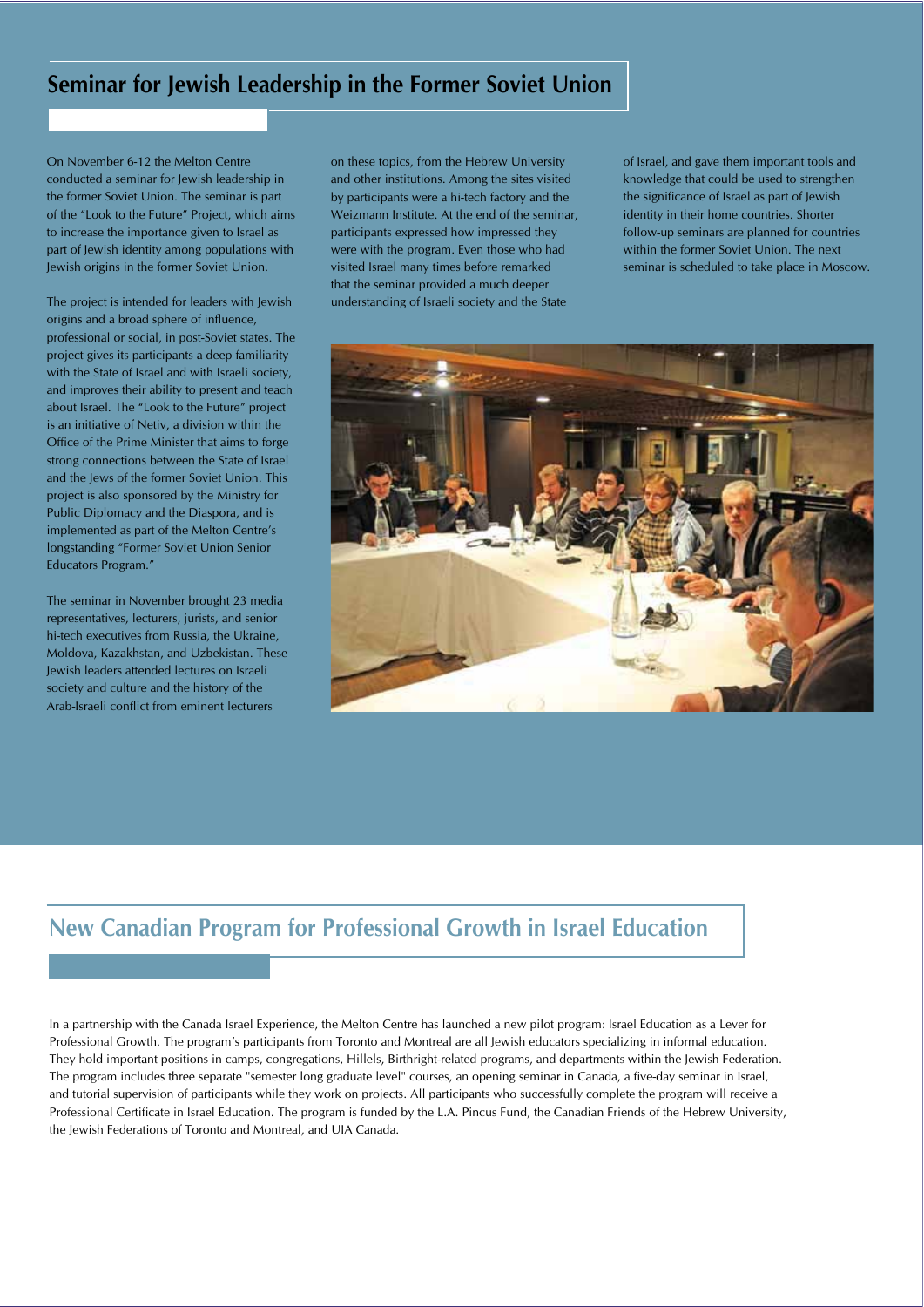## Seminar for Jewish Leadership in the Former Soviet Union

On November 6-12 the Melton Centre conducted a seminar for Jewish leadership in the former Soviet Union. The seminar is part of the "Look to the Future" Project, which aims to increase the importance given to Israel as part of Jewish identity among populations with Jewish origins in the former Soviet Union.

The project is intended for leaders with Jewish origins and a broad sphere of influence, professional or social, in post-Soviet states. The project gives its participants a deep familiarity with the State of Israel and with Israeli society, and improves their ability to present and teach about Israel. The "Look to the Future" project is an initiative of Netiv, a division within the Office of the Prime Minister that aims to forge strong connections between the State of Israel and the Jews of the former Soviet Union. This project is also sponsored by the Ministry for Public Diplomacy and the Diaspora, and is implemented as part of the Melton Centre's longstanding "Former Soviet Union Senior Educators Program."

The seminar in November brought 23 media representatives, lecturers, jurists, and senior hi-tech executives from Russia, the Ukraine, Moldova, Kazakhstan, and Uzbekistan. These Jewish leaders attended lectures on Israeli society and culture and the history of the Arab-Israeli conflict from eminent lecturers on these topics, from the Hebrew University and other institutions. Among the sites visited by participants were a hi-tech factory and the Weizmann Institute. At the end of the seminar, participants expressed how impressed they were with the program. Even those who had visited Israel many times before remarked that the seminar provided a much deeper understanding of Israeli society and the State of Israel, and gave them important tools and knowledge that could be used to strengthen the significance of Israel as part of Jewish identity in their home countries. Shorter follow-up seminars are planned for countries within the former Soviet Union. The next seminar is scheduled to take place in Moscow.

## New Canadian Program for Professional Growth in Israel Education

In a partnership with the Canada Israel Experience, the Melton Centre has launched a new pilot program: Israel Education as a Lever for Professional Growth. The program's participants from Toronto and Montreal are all Jewish educators specializing in informal education. They hold important positions in camps, congregations, Hillels, Birthright-related programs, and departments within the Jewish Federation. The program includes three separate "semester long graduate level" courses, an opening seminar in Canada, a five-day seminar in Israel, and tutorial supervision of participants while they work on projects. All participants who successfully complete the program will receive a Professional Certificate in Israel Education. The program is funded by the L.A. Pincus Fund, the Canadian Friends of the Hebrew University, the Jewish Federations of Toronto and Montreal, and UIA Canada.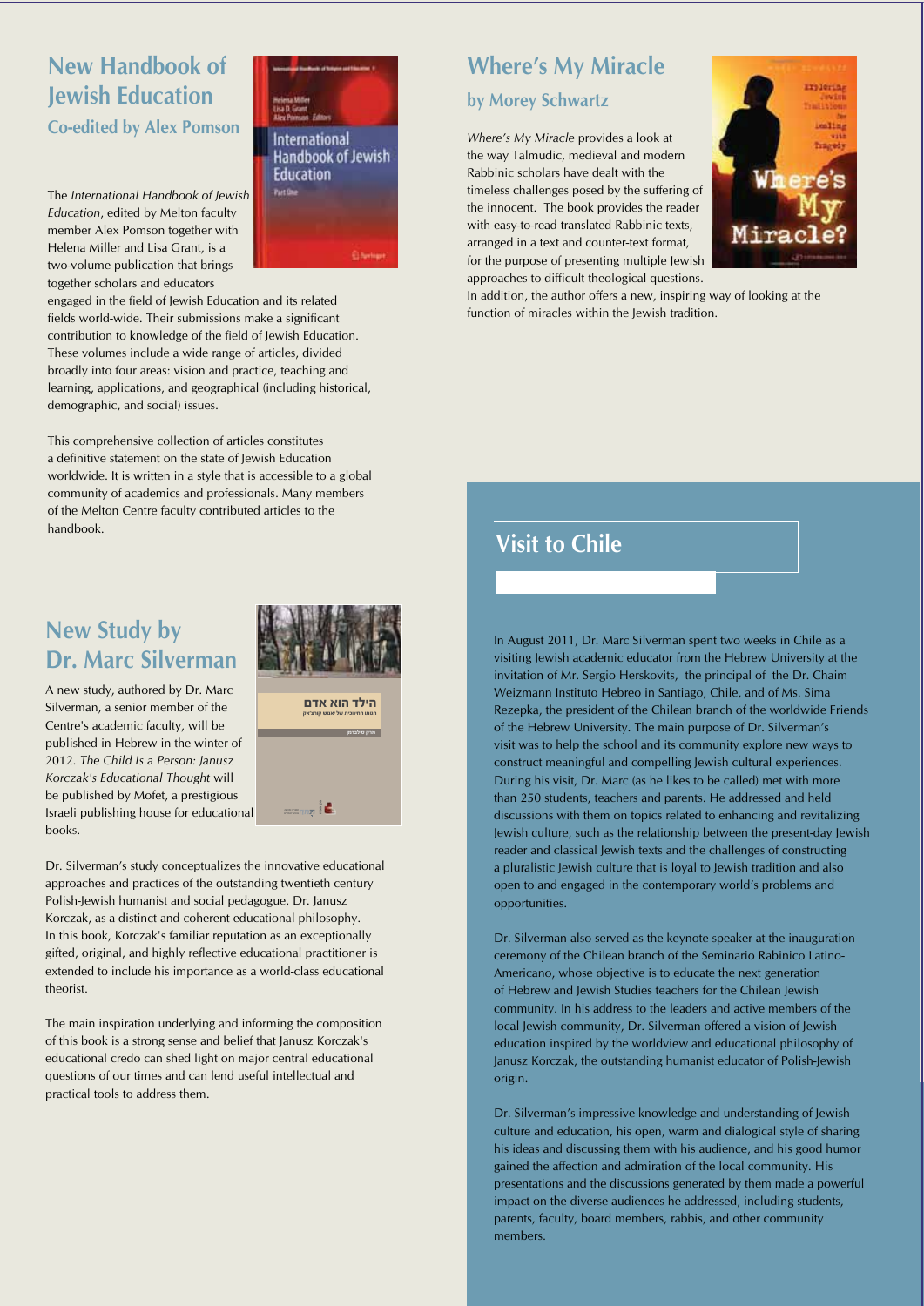## New Handbook of Jewish Education

### Co-edited by Alex Pomson

The *International Handbook of Jewish Education*, edited by Melton faculty member Alex Pomson together with Helena Miller and Lisa Grant, is a two-volume publication that brings together scholars and educators engaged in the field of Jewish Education and its related fields world-wide. Their submissions make a significant contribution to knowledge of the field of Jewish Education. These volumes include a wide range of articles, divided broadly into four areas: vision and practice, teaching and learning, applications, and geographical (including historical, demographic, and social) issues.

This comprehensive collection of articles constitutes a definitive statement on the state of Jewish Education worldwide. It is written in a style that is accessible to a global community of academics and professionals. Many members of the Melton Centre faculty contributed articles to the handbook.

## New Study by Dr. Marc Silverman

A new study, authored by Dr. Marc Silverman, a senior member of the Centre's academic faculty, will be published in Hebrew in the winter of 2012. *The Child Is a Person: Janusz Korczak's Educational Thought* will be published by Mofet, a prestigious Israeli publishing house for educational books.

Dr. Silverman's study conceptualizes the innovative educational approaches and practices of the outstanding twentieth century Polish-Jewish humanist and social pedagogue, Dr. Janusz Korczak, as a distinct and coherent educational philosophy. In this book, Korczak's familiar reputation as an exceptionally gifted, original, and highly reflective educational practitioner is extended to include his importance as a world-class educational theorist.

The main inspiration underlying and informing the composition of this book is a strong sense and belief that Janusz Korczak's educational credo can shed light on major central educational questions of our times and can lend useful intellectual and practical tools to address them.

## Where's My Miracle

### by Morey Schwartz

*Where's My Miracle* provides a look at the way Talmudic, medieval and modern Rabbinic scholars have dealt with the timeless challenges posed by the suffering of the innocent. The book provides the reader with easy-to-read translated Rabbinic texts, arranged in a text and counter-text format, for the purpose of presenting multiple Jewish approaches to difficult theological questions. In addition, the author offers a new, inspiring way of looking at the function of miracles within the Jewish tradition.

## Visit to Chile

In August 2011, Dr. Marc Silverman spent two weeks in Chile as a visiting Jewish academic educator from the Hebrew University at the invitation of Mr. Sergio Herskovits, the principal of the Dr. Chaim Weizmann Instituto Hebreo in Santiago, Chile, and of Ms. Sima Rezepka, the president of the Chilean branch of the worldwide Friends of the Hebrew University. The main purpose of Dr. Silverman's visit was to help the school and its community explore new ways to construct meaningful and compelling Jewish cultural experiences. During his visit, Dr. Marc (as he likes to be called) met with more than 250 students, teachers and parents. He addressed and held discussions with them on topics related to enhancing and revitalizing Jewish culture, such as the relationship between the present-day Jewish reader and classical Jewish texts and the challenges of constructing a pluralistic Jewish culture that is loyal to Jewish tradition and also open to and engaged in the contemporary world's problems and opportunities.

Dr. Silverman also served as the keynote speaker at the inauguration ceremony of the Chilean branch of the Seminario Rabinico Latino-Americano, whose objective is to educate the next generation of Hebrew and Jewish Studies teachers for the Chilean Jewish community. In his address to the leaders and active members of the local Jewish community, Dr. Silverman offered a vision of Jewish education inspired by the worldview and educational philosophy of Janusz Korczak, the outstanding humanist educator of Polish-Jewish origin.

Dr. Silverman's impressive knowledge and understanding of Jewish culture and education, his open, warm and dialogical style of sharing his ideas and discussing them with his audience, and his good humor gained the affection and admiration of the local community. His presentations and the discussions generated by them made a powerful impact on the diverse audiences he addressed, including students, parents, faculty, board members, rabbis, and other community members.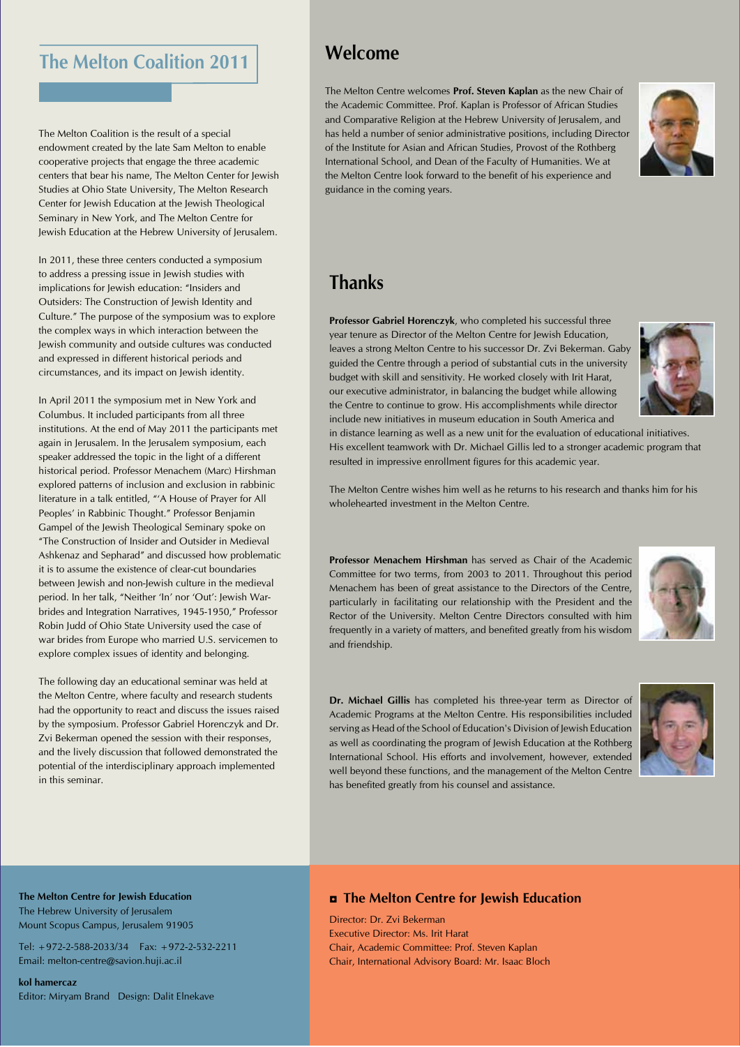## The Melton Coalition 2011

The Melton Coalition is the result of a special endowment created by the late Sam Melton to enable cooperative projects that engage the three academic centers that bear his name, The Melton Center for Jewish Studies at Ohio State University, The Melton Research Center for Jewish Education at the Jewish Theological Seminary in New York, and The Melton Centre for Jewish Education at the Hebrew University of Jerusalem.

In 2011, these three centers conducted a symposium to address a pressing issue in Jewish studies with implications for Jewish education: "Insiders and Outsiders: The Construction of Jewish Identity and Culture." The purpose of the symposium was to explore the complex ways in which interaction between the Jewish community and outside cultures was conducted and expressed in different historical periods and circumstances, and its impact on Jewish identity.

In April 2011 the symposium met in New York and Columbus. It included participants from all three institutions. At the end of May 2011 the participants met again in Jerusalem. In the Jerusalem symposium, each speaker addressed the topic in the light of a different historical period. Professor Menachem (Marc) Hirshman explored patterns of inclusion and exclusion in rabbinic literature in a talk entitled, "'A House of Prayer for All Peoples' in Rabbinic Thought." Professor Benjamin Gampel of the Jewish Theological Seminary spoke on "The Construction of Insider and Outsider in Medieval Ashkenaz and Sepharad" and discussed how problematic it is to assume the existence of clear-cut boundaries between Jewish and non-Jewish culture in the medieval period. In her talk, "Neither 'In' nor 'Out': Jewish War-brides and Integration Narratives, 1945-1950," Professor Robin Judd of Ohio State University used the case of war brides from Europe who married U.S. servicemen to explore complex issues of identity and belonging.

The following day an educational seminar was held at the Melton Centre, where faculty and research students had the opportunity to react and discuss the issues raised by the symposium. Professor Gabriel Horenczyk and Dr. Zvi Bekerman opened the session with their responses, and the lively discussion that followed demonstrated the potential of the interdisciplinary approach implemented in this seminar.

## Welcome

The Melton Centre welcomes **Prof. Steven Kaplan** as the new Chair of the Academic Committee. Prof. Kaplan is Professor of African Studies and Comparative Religion at the Hebrew University of Jerusalem, and has held a number of senior administrative positions, including Director of the Institute for Asian and African Studies, Provost of the Rothberg International School, and Dean of the Faculty of Humanities. We at the Melton Centre look forward to the benefit of his experience and guidance in the coming years.

## Thanks

**Professor Gabriel Horenczyk**, who completed his successful three year tenure as Director of the Melton Centre for Jewish Education, leaves a strong Melton Centre to his successor Dr. Zvi Bekerman. Gaby guided the Centre through a period of substantial cuts in the university budget with skill and sensitivity. He worked closely with Irit Harat, our executive administrator, in balancing the budget while allowing the Centre to continue to grow. His accomplishments while director include new initiatives in museum education in South America and in distance learning as well as a new unit for the evaluation of educational initiatives. His excellent teamwork with Dr. Michael Gillis led to a stronger academic program that resulted in impressive enrollment figures for this academic year.

The Melton Centre wishes him well as he returns to his research and thanks him for his wholehearted investment in the Melton Centre.

**Professor Menachem Hirshman** has served as Chair of the Academic Committee for two terms, from 2003 to 2011. Throughout this period Menachem has been of great assistance to the Directors of the Centre, particularly in facilitating our relationship with the President and the Rector of the University. Melton Centre Directors consulted with him frequently in a variety of matters, and benefited greatly from his wisdom and friendship.

**Dr. Michael Gillis** has completed his three-year term as Director of Academic Programs at the Melton Centre. His responsibilities included serving as Head of the School of Education's Division of Jewish Education as well as coordinating the program of Jewish Education at the Rothberg International School. His efforts and involvement, however, extended well beyond these functions, and the management of the Melton Centre has benefited greatly from his counsel and assistance.

**The Melton Centre for Jewish Education**
The Hebrew University of Jerusalem
Mount Scopus Campus, Jerusalem 91905

Tel: +972-2-588-2033/34 Fax: +972-2-532-2211
Email: melton-centre@savion.huji.ac.il

**kol hamercaz**
Editor: Miryam Brand Design: Dalit Elnekave

### ◘ The Melton Centre for Jewish Education

Director: Dr. Zvi Bekerman
Executive Director: Ms. Irit Harat
Chair, Academic Committee: Prof. Steven Kaplan
Chair, International Advisory Board: Mr. Isaac Bloch